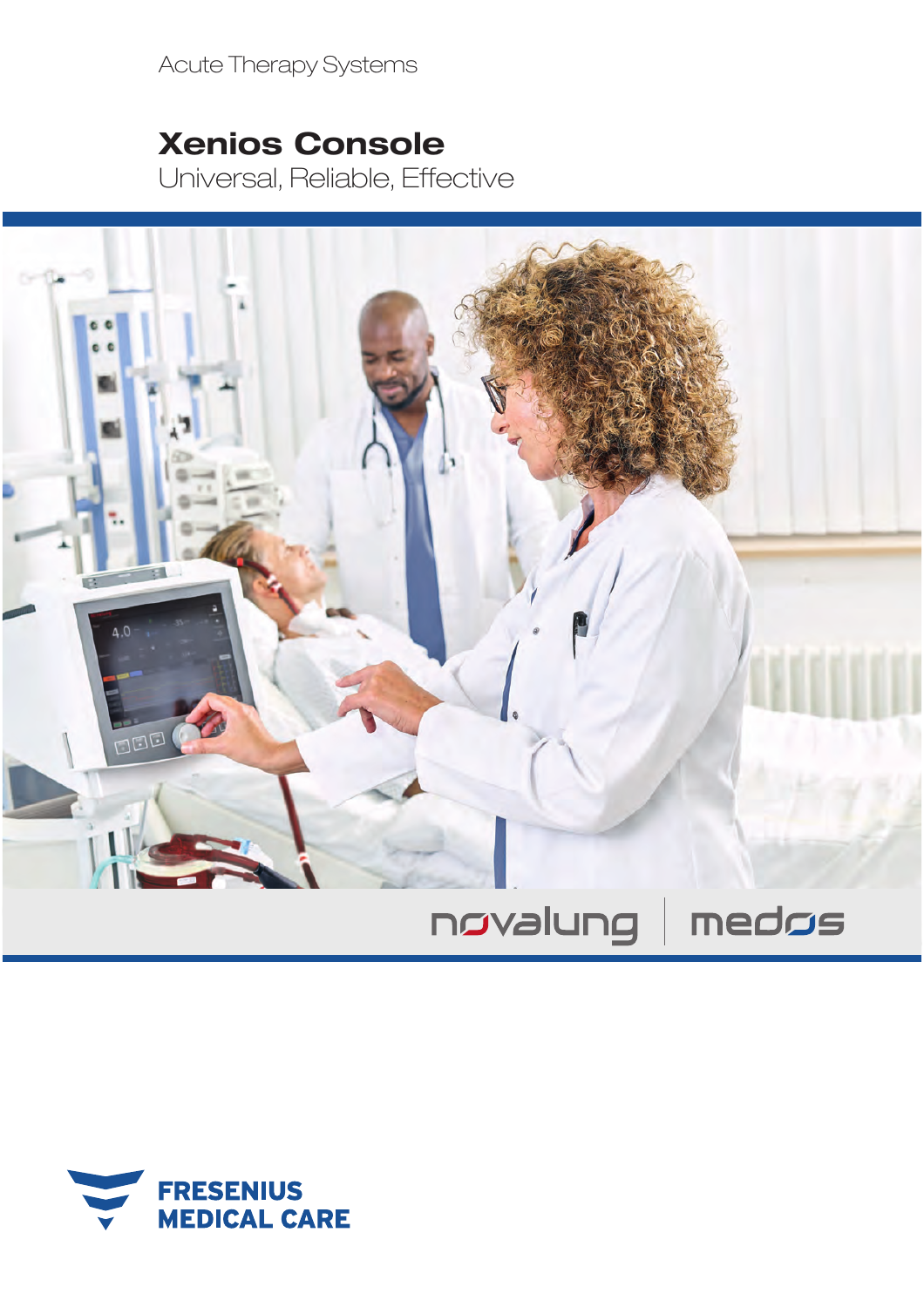Acute Therapy Systems

# Xenios Console

Universal, Reliable, Effective

novalung | medos

FRESENIUS MEDICAL CARE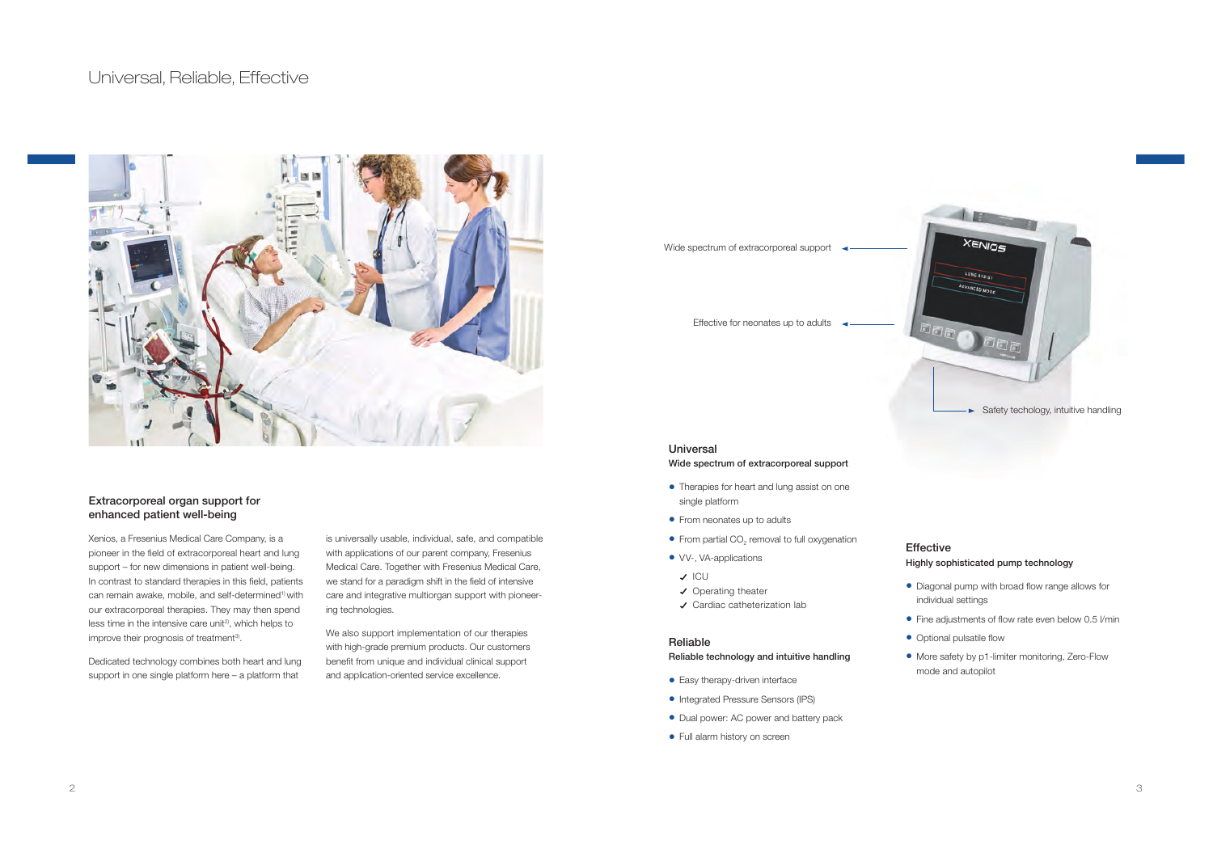# Universal, Reliable, Effective

## Extracorporeal organ support for enhanced patient well-being

Xenios, a Fresenius Medical Care Company, is a pioneer in the field of extracorporeal heart and lung support – for new dimensions in patient well-being. In contrast to standard therapies in this field, patients can remain awake, mobile, and self-determined[1] with our extracorporeal therapies. They may then spend less time in the intensive care unit[2], which helps to improve their prognosis of treatment[3].

Dedicated technology combines both heart and lung support in one single platform here – a platform that is universally usable, individual, safe, and compatible with applications of our parent company, Fresenius Medical Care. Together with Fresenius Medical Care, we stand for a paradigm shift in the field of intensive care and integrative multiorgan support with pioneering technologies.

We also support implementation of our therapies with high-grade premium products. Our customers benefit from unique and individual clinical support and application-oriented service excellence.

Wide spectrum of extracorporeal support

Effective for neonates up to adults

Safety techology, intuitive handling

### Universal

**Wide spectrum of extracorporeal support**

- Therapies for heart and lung assist on one single platform
- From neonates up to adults
- From partial $CO_2$ removal to full oxygenation
- VV-, VA-applications
  - ✓ ICU
  - ✓ Operating theater
  - ✓ Cardiac catheterization lab

### Reliable

**Reliable technology and intuitive handling**

- Easy therapy-driven interface
- Integrated Pressure Sensors (IPS)
- Dual power: AC power and battery pack
- Full alarm history on screen

### Effective

**Highly sophisticated pump technology**

- Diagonal pump with broad flow range allows for individual settings
- Fine adjustments of flow rate even below 0.5 l/min
- Optional pulsatile flow
- More safety by p1-limiter monitoring, Zero-Flow mode and autopilot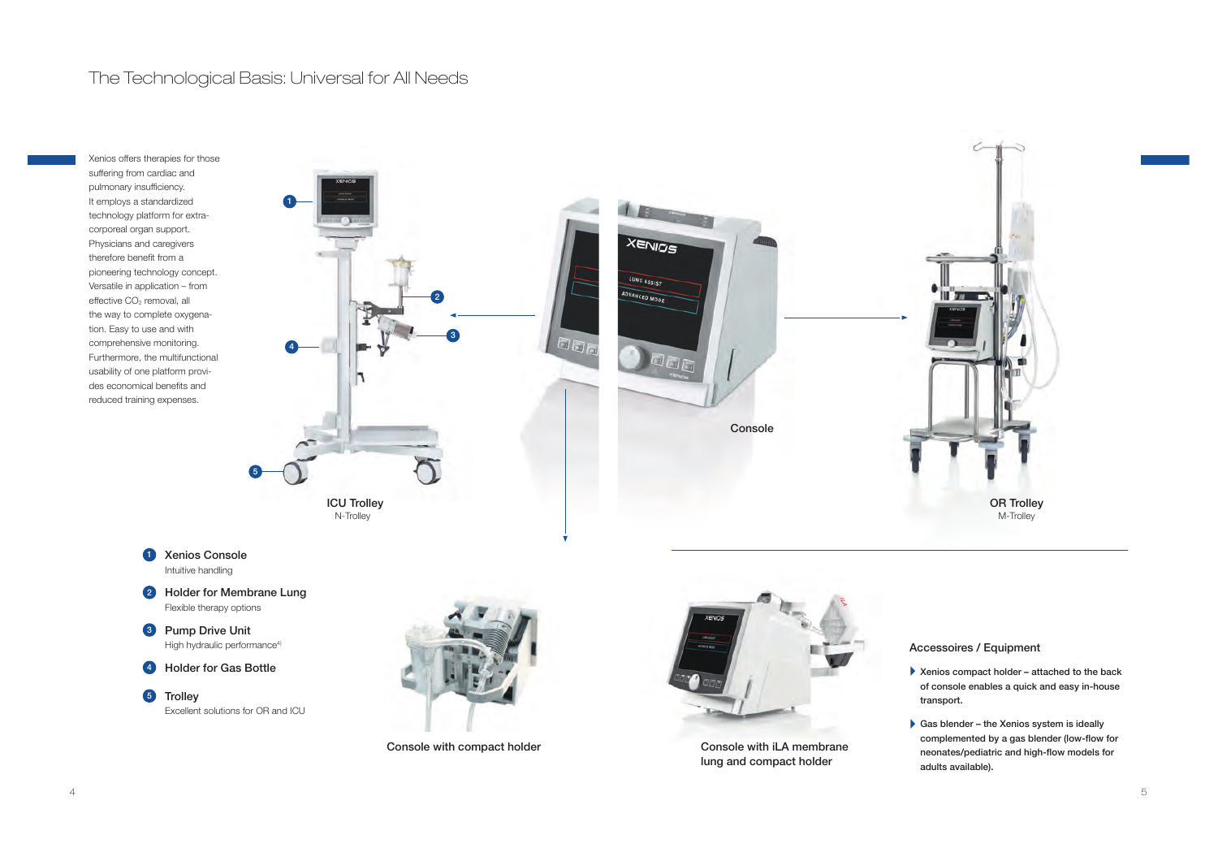# The Technological Basis: Universal for All Needs

Xenios offers therapies for those suffering from cardiac and pulmonary insufficiency. It employs a standardized technology platform for extra-corporeal organ support. Physicians and caregivers therefore benefit from a pioneering technology concept. Versatile in application – from effective $CO_2$ removal, all the way to complete oxygenation. Easy to use and with comprehensive monitoring. Furthermore, the multifunctional usability of one platform provides economical benefits and reduced training expenses.

**ICU Trolley**
N-Trolley

**Console**

**OR Trolley**
M-Trolley

1. **Xenios Console**
   Intuitive handling
2. **Holder for Membrane Lung**
   Flexible therapy options
3. **Pump Drive Unit**
   High hydraulic performance[4]
4. **Holder for Gas Bottle**
5. **Trolley**
   Excellent solutions for OR and ICU

Console with compact holder

Console with iLA membrane lung and compact holder

### Accessoires / Equipment

- Xenios compact holder – attached to the back of console enables a quick and easy in-house transport.
- Gas blender – the Xenios system is ideally complemented by a gas blender (low-flow for neonates/pediatric and high-flow models for adults available).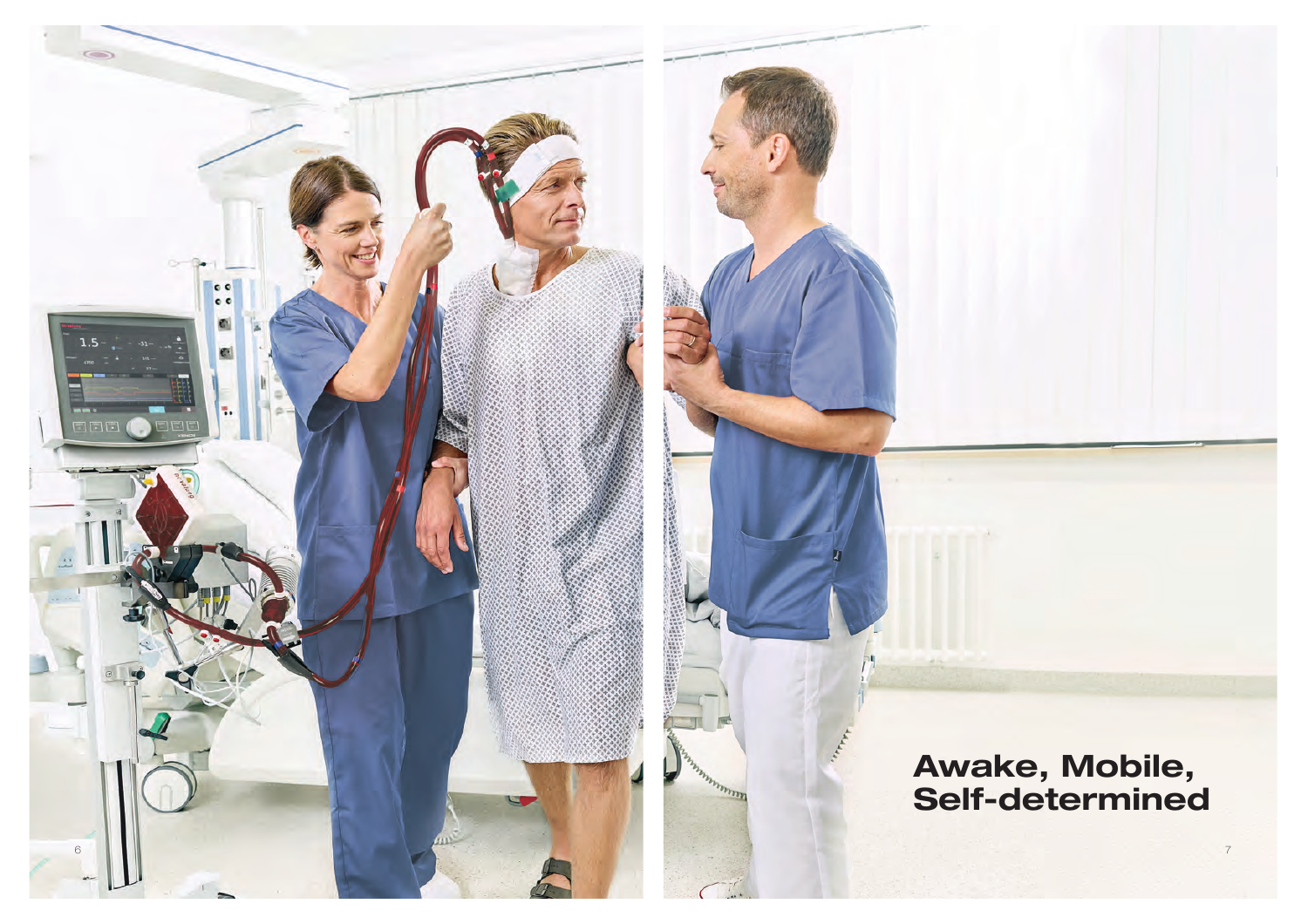# Awake, Mobile, Self-determined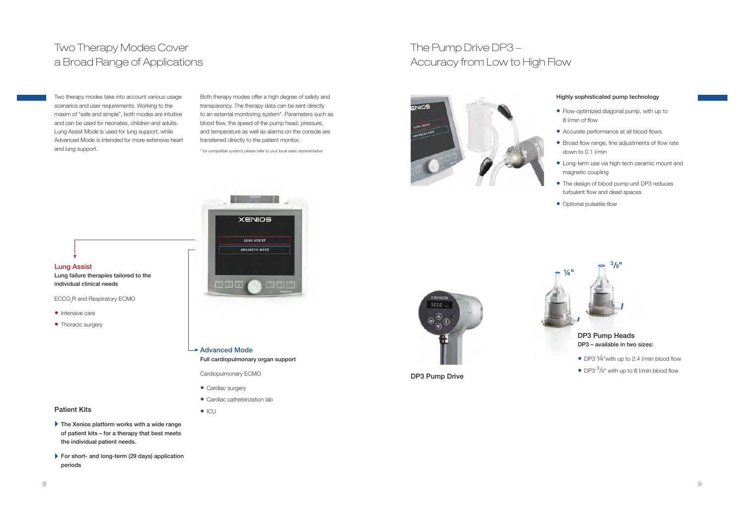## Two Therapy Modes Cover a Broad Range of Applications

Two therapy modes take into account various usage scenarios and user requirements. Working to the maxim of "safe and simple", both modes are intuitive and can be used for neonates, children and adults. Lung Assist Mode is used for lung support, while Advanced Mode is intended for more extensive heart and lung support.

Both therapy modes offer a high degree of safety and transparency. The therapy data can be sent directly to an external monitoring system*. Parameters such as blood flow, the speed of the pump head, pressure, and temperature as well as alarms on the console are transferred directly to the patient monitor.

* for compatible systems please refer to your local sales representative

### Lung Assist

**Lung failure therapies tailored to the individual clinical needs**

$ECCO_2R$ and Respiratory ECMO

- Intensive care
- Thoracic surgery

### Advanced Mode

**Full cardiopulmonary organ support**

Cardiopulmonary ECMO

- Cardiac surgery
- Cardiac catheterization lab
- ICU

### Patient Kits

- **The Xenios platform works with a wide range of patient kits – for a therapy that best meets the individual patient needs.**
- **For short- and long-term (29 days) application periods**

## The Pump Drive DP3 – Accuracy from Low to High Flow

**Highly sophisticated pump technology**

- Flow-optimized diagonal pump, with up to 8 l/min of flow
- Accurate performance at all blood flows
- Broad flow range, fine adjustments of flow rate down to 0.1 l/min
- Long-term use via high-tech ceramic mount and magnetic coupling
- The design of blood pump unit DP3 reduces turbulent flow and dead spaces
- Optional pulsatile flow

**DP3 Pump Drive**

**DP3 Pump Heads**

**DP3 – available in two sizes:**

- DP3 ¼" with up to 2.4 l/min blood flow
- DP3 ⅜" with up to 8 l/min blood flow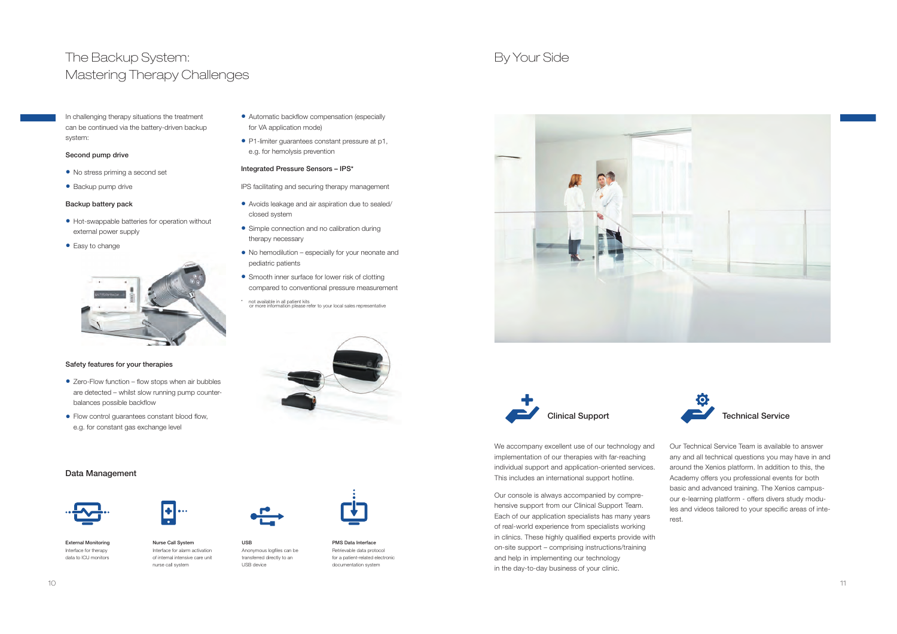# The Backup System: Mastering Therapy Challenges

In challenging therapy situations the treatment can be continued via the battery-driven backup system:

**Second pump drive**

- No stress priming a second set
- Backup pump drive

**Backup battery pack**

- Hot-swappable batteries for operation without external power supply
- Easy to change

**Safety features for your therapies**

- Zero-Flow function – flow stops when air bubbles are detected – whilst slow running pump counter-balances possible backflow
- Flow control guarantees constant blood flow, e.g. for constant gas exchange level
- Automatic backflow compensation (especially for VA application mode)
- P1-limiter guarantees constant pressure at p1, e.g. for hemolysis prevention

**Integrated Pressure Sensors – IPS***

IPS facilitating and securing therapy management

- Avoids leakage and air aspiration due to sealed/closed system
- Simple connection and no calibration during therapy necessary
- No hemodilution – especially for your neonate and pediatric patients
- Smooth inner surface for lower risk of clotting compared to conventional pressure measurement

* not available in all patient kits
or more information please refer to your local sales representative

## Data Management

**External Monitoring**
Interface for therapy data to ICU monitors

**Nurse Call System**
Interface for alarm activation of internal intensive care unit nurse call system

**USB**
Anonymous logfiles can be transferred directly to an USB device

**PMS Data Interface**
Retrievable data protocol for a patient-related electronic documentation system

# By Your Side

## Clinical Support

We accompany excellent use of our technology and implementation of our therapies with far-reaching individual support and application-oriented services. This includes an international support hotline.

Our console is always accompanied by comprehensive support from our Clinical Support Team. Each of our application specialists has many years of real-world experience from specialists working in clinics. These highly qualified experts provide with on-site support – comprising instructions/training and help in implementing our technology in the day-to-day business of your clinic.

## Technical Service

Our Technical Service Team is available to answer any and all technical questions you may have in and around the Xenios platform. In addition to this, the Academy offers you professional events for both basic and advanced training. The Xenios campus-our e-learning platform - offers divers study modules and videos tailored to your specific areas of interest.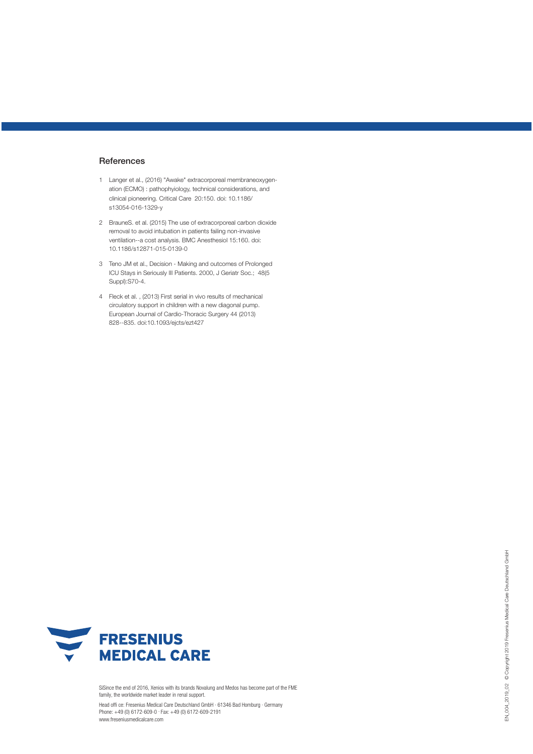## References

1. Langer et al., (2016) "Awake" extracorporeal membraneoxygenation (ECMO) : pathophyiology, technical considerations, and clinical pioneering. Critical Care 20:150. doi: 10.1186/s13054-016-1329-y

2. BrauneS. et al. (2015) The use of extracorporeal carbon dioxide removal to avoid intubation in patients failing non-invasive ventilation--a cost analysis. BMC Anesthesiol 15:160. doi: 10.1186/s12871-015-0139-0

3. Teno JM et al., Decision - Making and outcomes of Prolonged ICU Stays in Seriously Ill Patients. 2000, J Geriatr Soc.; 48(5 Suppl):S70-4.

4. Fleck et al. , (2013) First serial in vivo results of mechanical circulatory support in children with a new diagonal pump. European Journal of Cardio-Thoracic Surgery 44 (2013) 828--835. doi:10.1093/ejcts/ezt427

FRESENIUS MEDICAL CARE

SiSince the end of 2016, Xenios with its brands Novalung and Medos has become part of the FME family, the worldwide market leader in renal support.

Head offi ce: Fresenius Medical Care Deutschland GmbH · 61346 Bad Homburg · Germany
Phone: +49 (0) 6172-609-0 · Fax: +49 (0) 6172-609-2191
www.freseniusmedicalcare.com

EN_004_2019_02 © Copyright 2019 Fresenius Medical Care Deutschland GmbH